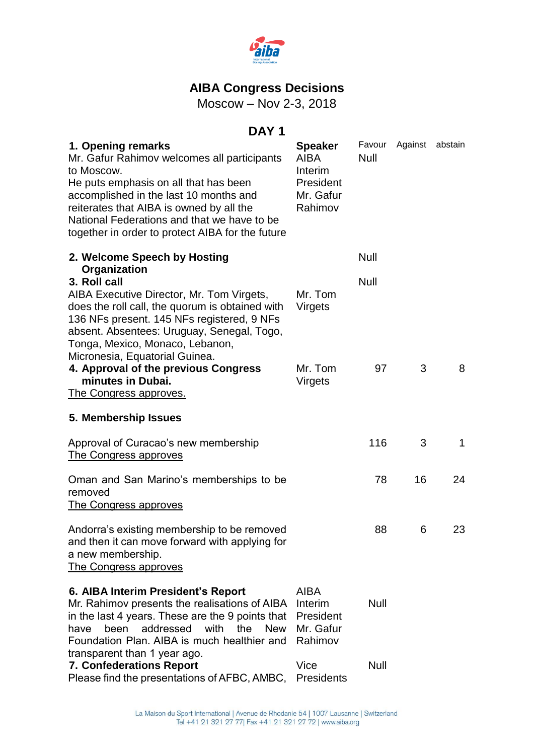# AIBA Congress Decisions

Moscow – Nov 2-3, 2018

## DAY 1

| | Speaker | Favour | Against | abstain |
|---|---|---|---|---|
| **1. Opening remarks**<br>Mr. Gafur Rahimov welcomes all participants to Moscow.<br>He puts emphasis on all that has been accomplished in the last 10 months and reiterates that AIBA is owned by all the National Federations and that we have to be together in order to protect AIBA for the future | AIBA Interim President Mr. Gafur Rahimov | Null | | |
| **2. Welcome Speech by Hosting Organization** | | Null | | |
| **3. Roll call**<br>AIBA Executive Director, Mr. Tom Virgets, does the roll call, the quorum is obtained with 136 NFs present. 145 NFs registered, 9 NFs absent. Absentees: Uruguay, Senegal, Togo, Tonga, Mexico, Monaco, Lebanon, Micronesia, Equatorial Guinea. | Mr. Tom Virgets | Null | | |
| **4. Approval of the previous Congress minutes in Dubai.**<br><u>The Congress approves.</u> | Mr. Tom Virgets | 97 | 3 | 8 |
| **5. Membership Issues** | | | | |
| Approval of Curacao's new membership<br><u>The Congress approves</u> | | 116 | 3 | 1 |
| Oman and San Marino's memberships to be removed<br><u>The Congress approves</u> | | 78 | 16 | 24 |
| Andorra's existing membership to be removed and then it can move forward with applying for a new membership.<br><u>The Congress approves</u> | | 88 | 6 | 23 |
| **6. AIBA Interim President's Report**<br>Mr. Rahimov presents the realisations of AIBA in the last 4 years. These are the 9 points that have been addressed with the New Foundation Plan. AIBA is much healthier and transparent than 1 year ago. | AIBA Interim President Mr. Gafur Rahimov | Null | | |
| **7. Confederations Report**<br>Please find the presentations of AFBC, AMBC, | Vice Presidents | Null | | |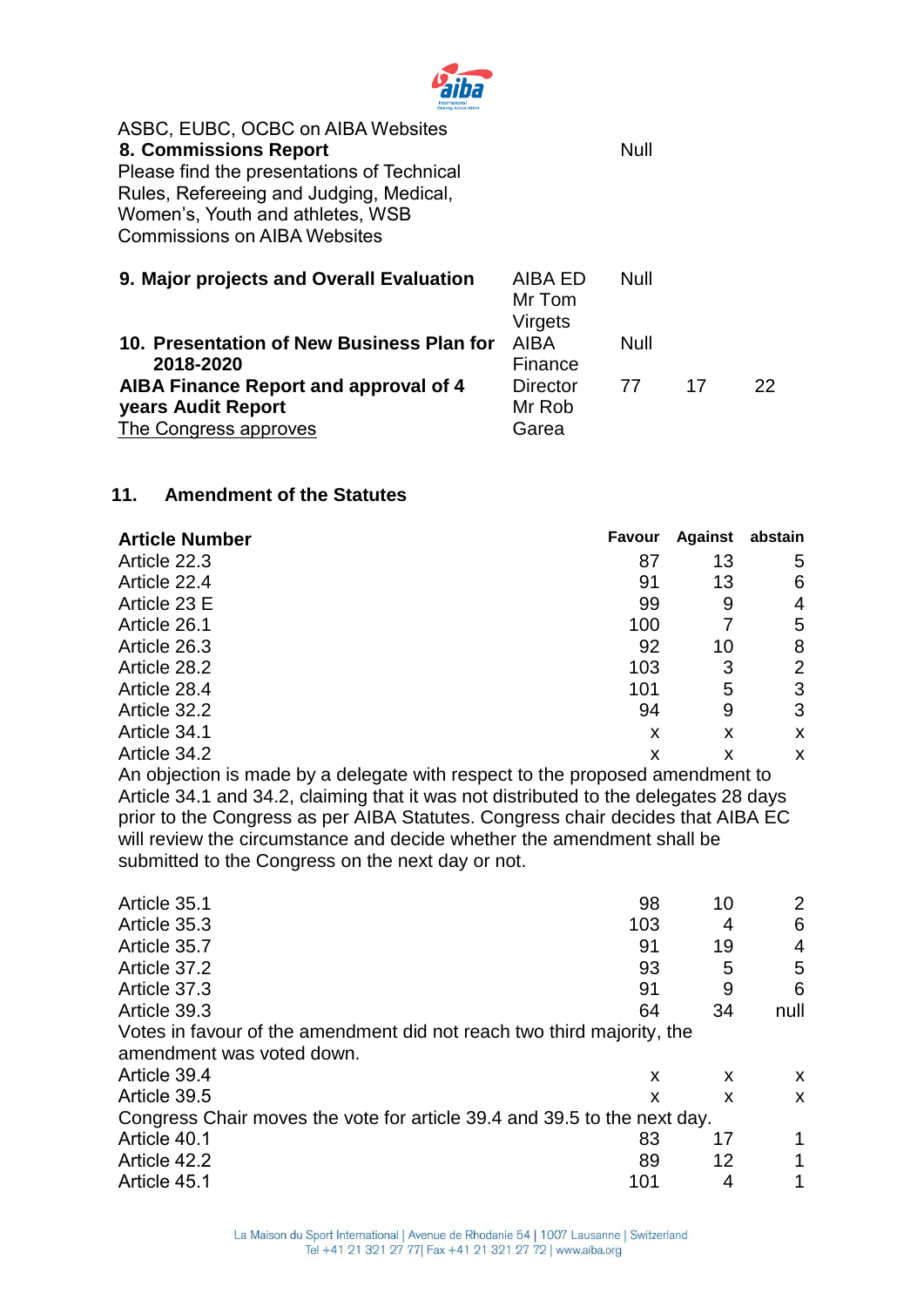ASBC, EUBC, OCBC on AIBA Websites

| | | | | |
|---|---|---|---|---|
| **8. Commissions Report**<br>Please find the presentations of Technical Rules, Refereeing and Judging, Medical, Women's, Youth and athletes, WSB Commissions on AIBA Websites | | Null | | |
| **9. Major projects and Overall Evaluation** | AIBA ED Mr Tom Virgets | Null | | |
| **10. Presentation of New Business Plan for 2018-2020** | AIBA Finance Director Mr Rob Garea | Null | | |
| **AIBA Finance Report and approval of 4 years Audit Report**<br>The Congress approves | | 77 | 17 | 22 |

## 11. Amendment of the Statutes

| Article Number | Favour | Against | abstain |
|---|---|---|---|
| Article 22.3 | 87 | 13 | 5 |
| Article 22.4 | 91 | 13 | 6 |
| Article 23 E | 99 | 9 | 4 |
| Article 26.1 | 100 | 7 | 5 |
| Article 26.3 | 92 | 10 | 8 |
| Article 28.2 | 103 | 3 | 2 |
| Article 28.4 | 101 | 5 | 3 |
| Article 32.2 | 94 | 9 | 3 |
| Article 34.1 | x | x | x |
| Article 34.2 | x | x | x |

An objection is made by a delegate with respect to the proposed amendment to Article 34.1 and 34.2, claiming that it was not distributed to the delegates 28 days prior to the Congress as per AIBA Statutes. Congress chair decides that AIBA EC will review the circumstance and decide whether the amendment shall be submitted to the Congress on the next day or not.

| Article Number | Favour | Against | abstain |
|---|---|---|---|
| Article 35.1 | 98 | 10 | 2 |
| Article 35.3 | 103 | 4 | 6 |
| Article 35.7 | 91 | 19 | 4 |
| Article 37.2 | 93 | 5 | 5 |
| Article 37.3 | 91 | 9 | 6 |
| Article 39.3 | 64 | 34 | null |

Votes in favour of the amendment did not reach two third majority, the amendment was voted down.

| Article Number | Favour | Against | abstain |
|---|---|---|---|
| Article 39.4 | x | x | x |
| Article 39.5 | x | x | x |

Congress Chair moves the vote for article 39.4 and 39.5 to the next day.

| Article Number | Favour | Against | abstain |
|---|---|---|---|
| Article 40.1 | 83 | 17 | 1 |
| Article 42.2 | 89 | 12 | 1 |
| Article 45.1 | 101 | 4 | 1 |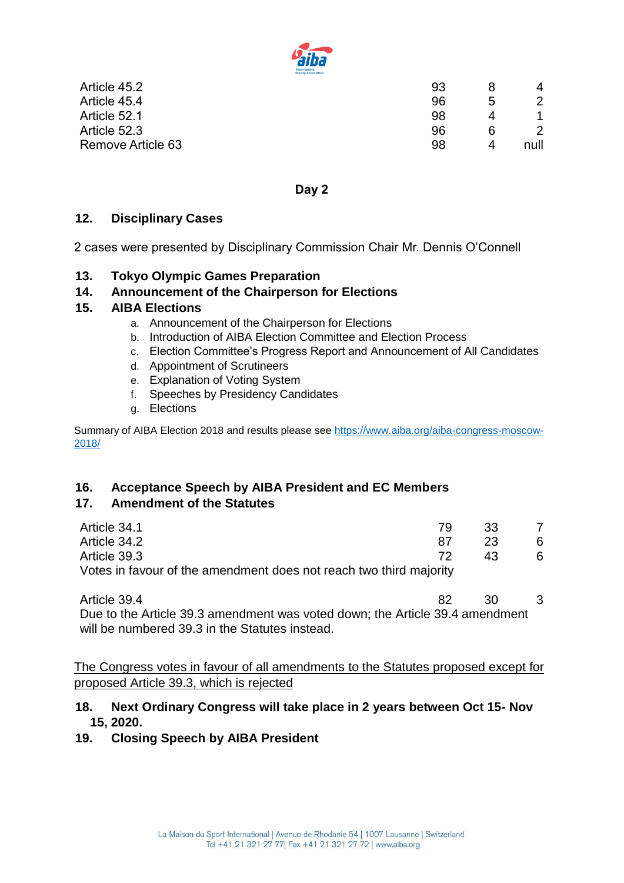| | | | |
|---|---|---|---|
| Article 45.2 | 93 | 8 | 4 |
| Article 45.4 | 96 | 5 | 2 |
| Article 52.1 | 98 | 4 | 1 |
| Article 52.3 | 96 | 6 | 2 |
| Remove Article 63 | 98 | 4 | null |

**Day 2**

**12. Disciplinary Cases**

2 cases were presented by Disciplinary Commission Chair Mr. Dennis O'Connell

**13. Tokyo Olympic Games Preparation**

**14. Announcement of the Chairperson for Elections**

**15. AIBA Elections**

a. Announcement of the Chairperson for Elections
b. Introduction of AIBA Election Committee and Election Process
c. Election Committee's Progress Report and Announcement of All Candidates
d. Appointment of Scrutineers
e. Explanation of Voting System
f. Speeches by Presidency Candidates
g. Elections

Summary of AIBA Election 2018 and results please see https://www.aiba.org/aiba-congress-moscow-2018/

**16. Acceptance Speech by AIBA President and EC Members**

**17. Amendment of the Statutes**

| | | | |
|---|---|---|---|
| Article 34.1 | 79 | 33 | 7 |
| Article 34.2 | 87 | 23 | 6 |
| Article 39.3 | 72 | 43 | 6 |

Votes in favour of the amendment does not reach two third majority

| | | | |
|---|---|---|---|
| Article 39.4 | 82 | 30 | 3 |

Due to the Article 39.3 amendment was voted down; the Article 39.4 amendment will be numbered 39.3 in the Statutes instead.

The Congress votes in favour of all amendments to the Statutes proposed except for proposed Article 39.3, which is rejected

**18. Next Ordinary Congress will take place in 2 years between Oct 15- Nov 15, 2020.**

**19. Closing Speech by AIBA President**